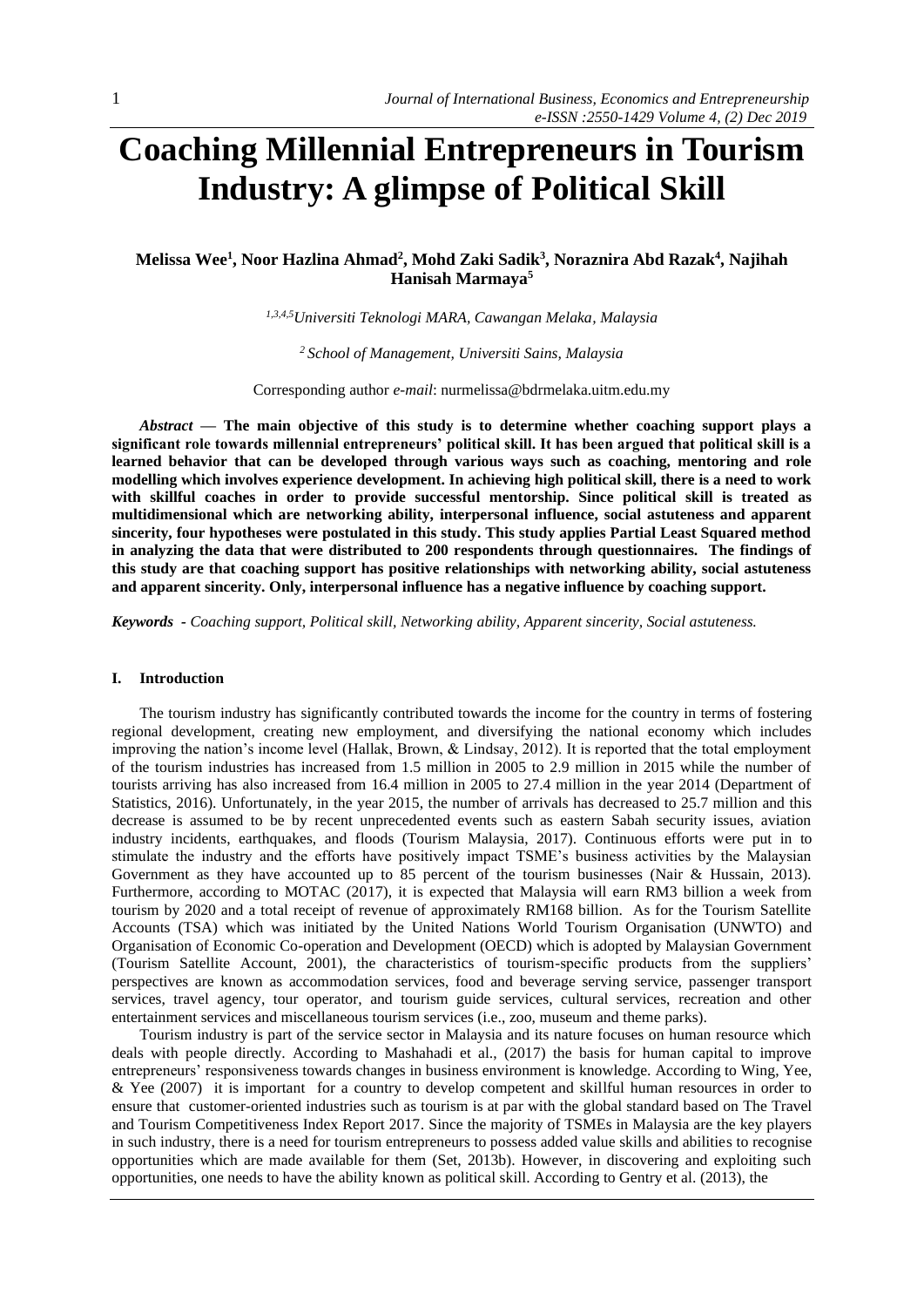# Coaching Millennial Entrepreneurs in Tourism Industry: A glimpse of Political Skill

**Melissa Wee[1], Noor Hazlina Ahmad[2], Mohd Zaki Sadik[3], Noraznira Abd Razak[4], Najihah Hanisah Marmaya[5]**

*[1,3,4,5]Universiti Teknologi MARA, Cawangan Melaka, Malaysia*

*[2] School of Management, Universiti Sains, Malaysia*

Corresponding author *e-mail*: nurmelissa@bdrmelaka.uitm.edu.my

***Abstract* — The main objective of this study is to determine whether coaching support plays a significant role towards millennial entrepreneurs' political skill. It has been argued that political skill is a learned behavior that can be developed through various ways such as coaching, mentoring and role modelling which involves experience development. In achieving high political skill, there is a need to work with skillful coaches in order to provide successful mentorship. Since political skill is treated as multidimensional which are networking ability, interpersonal influence, social astuteness and apparent sincerity, four hypotheses were postulated in this study. This study applies Partial Least Squared method in analyzing the data that were distributed to 200 respondents through questionnaires. The findings of this study are that coaching support has positive relationships with networking ability, social astuteness and apparent sincerity. Only, interpersonal influence has a negative influence by coaching support.**

***Keywords*** *- Coaching support, Political skill, Networking ability, Apparent sincerity, Social astuteness.*

## I. Introduction

The tourism industry has significantly contributed towards the income for the country in terms of fostering regional development, creating new employment, and diversifying the national economy which includes improving the nation's income level (Hallak, Brown, & Lindsay, 2012). It is reported that the total employment of the tourism industries has increased from 1.5 million in 2005 to 2.9 million in 2015 while the number of tourists arriving has also increased from 16.4 million in 2005 to 27.4 million in the year 2014 (Department of Statistics, 2016). Unfortunately, in the year 2015, the number of arrivals has decreased to 25.7 million and this decrease is assumed to be by recent unprecedented events such as eastern Sabah security issues, aviation industry incidents, earthquakes, and floods (Tourism Malaysia, 2017). Continuous efforts were put in to stimulate the industry and the efforts have positively impact TSME's business activities by the Malaysian Government as they have accounted up to 85 percent of the tourism businesses (Nair & Hussain, 2013). Furthermore, according to MOTAC (2017), it is expected that Malaysia will earn RM3 billion a week from tourism by 2020 and a total receipt of revenue of approximately RM168 billion. As for the Tourism Satellite Accounts (TSA) which was initiated by the United Nations World Tourism Organisation (UNWTO) and Organisation of Economic Co-operation and Development (OECD) which is adopted by Malaysian Government (Tourism Satellite Account, 2001), the characteristics of tourism-specific products from the suppliers' perspectives are known as accommodation services, food and beverage serving service, passenger transport services, travel agency, tour operator, and tourism guide services, cultural services, recreation and other entertainment services and miscellaneous tourism services (i.e., zoo, museum and theme parks).

Tourism industry is part of the service sector in Malaysia and its nature focuses on human resource which deals with people directly. According to Mashahadi et al., (2017) the basis for human capital to improve entrepreneurs' responsiveness towards changes in business environment is knowledge. According to Wing, Yee, & Yee (2007) it is important for a country to develop competent and skillful human resources in order to ensure that customer-oriented industries such as tourism is at par with the global standard based on The Travel and Tourism Competitiveness Index Report 2017. Since the majority of TSMEs in Malaysia are the key players in such industry, there is a need for tourism entrepreneurs to possess added value skills and abilities to recognise opportunities which are made available for them (Set, 2013b). However, in discovering and exploiting such opportunities, one needs to have the ability known as political skill. According to Gentry et al. (2013), the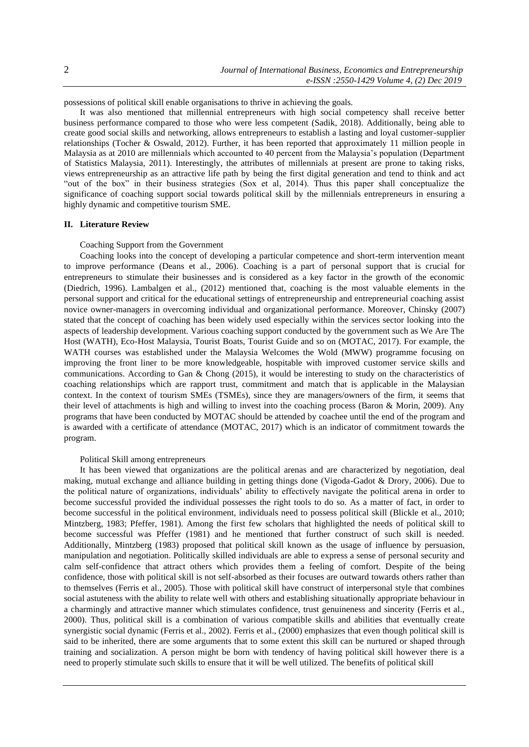possessions of political skill enable organisations to thrive in achieving the goals.

It was also mentioned that millennial entrepreneurs with high social competency shall receive better business performance compared to those who were less competent (Sadik, 2018). Additionally, being able to create good social skills and networking, allows entrepreneurs to establish a lasting and loyal customer-supplier relationships (Tocher & Oswald, 2012). Further, it has been reported that approximately 11 million people in Malaysia as at 2010 are millennials which accounted to 40 percent from the Malaysia's population (Department of Statistics Malaysia, 2011). Interestingly, the attributes of millennials at present are prone to taking risks, views entrepreneurship as an attractive life path by being the first digital generation and tend to think and act "out of the box" in their business strategies (Sox et al, 2014). Thus this paper shall conceptualize the significance of coaching support social towards political skill by the millennials entrepreneurs in ensuring a highly dynamic and competitive tourism SME.

## II. Literature Review

### Coaching Support from the Government

Coaching looks into the concept of developing a particular competence and short-term intervention meant to improve performance (Deans et al., 2006). Coaching is a part of personal support that is crucial for entrepreneurs to stimulate their businesses and is considered as a key factor in the growth of the economic (Diedrich, 1996). Lambalgen et al., (2012) mentioned that, coaching is the most valuable elements in the personal support and critical for the educational settings of entrepreneurship and entrepreneurial coaching assist novice owner-managers in overcoming individual and organizational performance. Moreover, Chinsky (2007) stated that the concept of coaching has been widely used especially within the services sector looking into the aspects of leadership development. Various coaching support conducted by the government such as We Are The Host (WATH), Eco-Host Malaysia, Tourist Boats, Tourist Guide and so on (MOTAC, 2017). For example, the WATH courses was established under the Malaysia Welcomes the Wold (MWW) programme focusing on improving the front liner to be more knowledgeable, hospitable with improved customer service skills and communications. According to Gan & Chong (2015), it would be interesting to study on the characteristics of coaching relationships which are rapport trust, commitment and match that is applicable in the Malaysian context. In the context of tourism SMEs (TSMEs), since they are managers/owners of the firm, it seems that their level of attachments is high and willing to invest into the coaching process (Baron & Morin, 2009). Any programs that have been conducted by MOTAC should be attended by coachee until the end of the program and is awarded with a certificate of attendance (MOTAC, 2017) which is an indicator of commitment towards the program.

### Political Skill among entrepreneurs

It has been viewed that organizations are the political arenas and are characterized by negotiation, deal making, mutual exchange and alliance building in getting things done (Vigoda-Gadot & Drory, 2006). Due to the political nature of organizations, individuals' ability to effectively navigate the political arena in order to become successful provided the individual possesses the right tools to do so. As a matter of fact, in order to become successful in the political environment, individuals need to possess political skill (Blickle et al., 2010; Mintzberg, 1983; Pfeffer, 1981). Among the first few scholars that highlighted the needs of political skill to become successful was Pfeffer (1981) and he mentioned that further construct of such skill is needed. Additionally, Mintzberg (1983) proposed that political skill known as the usage of influence by persuasion, manipulation and negotiation. Politically skilled individuals are able to express a sense of personal security and calm self-confidence that attract others which provides them a feeling of comfort. Despite of the being confidence, those with political skill is not self-absorbed as their focuses are outward towards others rather than to themselves (Ferris et al., 2005). Those with political skill have construct of interpersonal style that combines social astuteness with the ability to relate well with others and establishing situationally appropriate behaviour in a charmingly and attractive manner which stimulates confidence, trust genuineness and sincerity (Ferris et al., 2000). Thus, political skill is a combination of various compatible skills and abilities that eventually create synergistic social dynamic (Ferris et al., 2002). Ferris et al., (2000) emphasizes that even though political skill is said to be inherited, there are some arguments that to some extent this skill can be nurtured or shaped through training and socialization. A person might be born with tendency of having political skill however there is a need to properly stimulate such skills to ensure that it will be well utilized. The benefits of political skill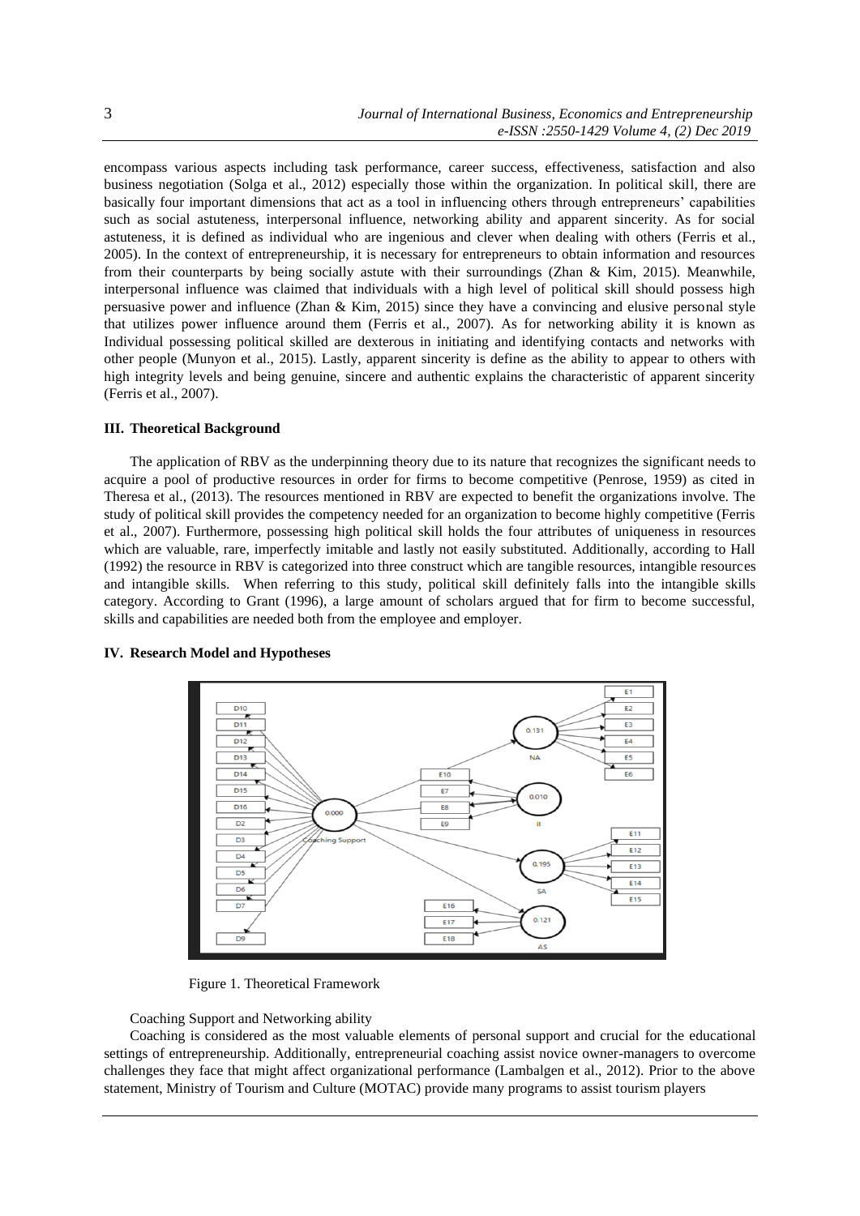encompass various aspects including task performance, career success, effectiveness, satisfaction and also business negotiation (Solga et al., 2012) especially those within the organization. In political skill, there are basically four important dimensions that act as a tool in influencing others through entrepreneurs' capabilities such as social astuteness, interpersonal influence, networking ability and apparent sincerity. As for social astuteness, it is defined as individual who are ingenious and clever when dealing with others (Ferris et al., 2005). In the context of entrepreneurship, it is necessary for entrepreneurs to obtain information and resources from their counterparts by being socially astute with their surroundings (Zhan & Kim, 2015). Meanwhile, interpersonal influence was claimed that individuals with a high level of political skill should possess high persuasive power and influence (Zhan & Kim, 2015) since they have a convincing and elusive personal style that utilizes power influence around them (Ferris et al., 2007). As for networking ability it is known as Individual possessing political skilled are dexterous in initiating and identifying contacts and networks with other people (Munyon et al., 2015). Lastly, apparent sincerity is define as the ability to appear to others with high integrity levels and being genuine, sincere and authentic explains the characteristic of apparent sincerity (Ferris et al., 2007).

## III. Theoretical Background

The application of RBV as the underpinning theory due to its nature that recognizes the significant needs to acquire a pool of productive resources in order for firms to become competitive (Penrose, 1959) as cited in Theresa et al., (2013). The resources mentioned in RBV are expected to benefit the organizations involve. The study of political skill provides the competency needed for an organization to become highly competitive (Ferris et al., 2007). Furthermore, possessing high political skill holds the four attributes of uniqueness in resources which are valuable, rare, imperfectly imitable and lastly not easily substituted. Additionally, according to Hall (1992) the resource in RBV is categorized into three construct which are tangible resources, intangible resources and intangible skills. When referring to this study, political skill definitely falls into the intangible skills category. According to Grant (1996), a large amount of scholars argued that for firm to become successful, skills and capabilities are needed both from the employee and employer.

## IV. Research Model and Hypotheses

Figure 1. Theoretical Framework

Coaching Support and Networking ability

Coaching is considered as the most valuable elements of personal support and crucial for the educational settings of entrepreneurship. Additionally, entrepreneurial coaching assist novice owner-managers to overcome challenges they face that might affect organizational performance (Lambalgen et al., 2012). Prior to the above statement, Ministry of Tourism and Culture (MOTAC) provide many programs to assist tourism players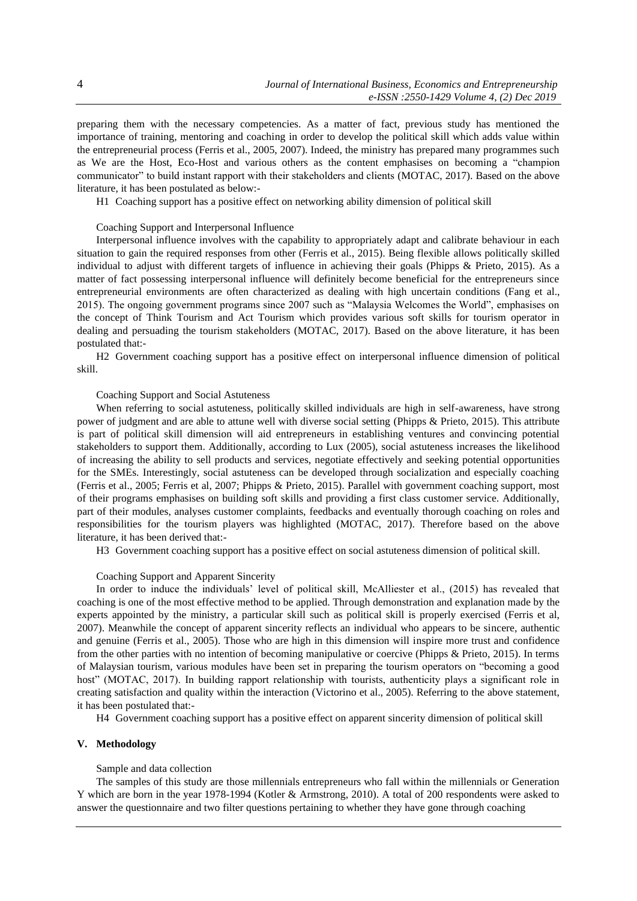preparing them with the necessary competencies. As a matter of fact, previous study has mentioned the importance of training, mentoring and coaching in order to develop the political skill which adds value within the entrepreneurial process (Ferris et al., 2005, 2007). Indeed, the ministry has prepared many programmes such as We are the Host, Eco-Host and various others as the content emphasises on becoming a "champion communicator" to build instant rapport with their stakeholders and clients (MOTAC, 2017). Based on the above literature, it has been postulated as below:-

H1 Coaching support has a positive effect on networking ability dimension of political skill

Coaching Support and Interpersonal Influence

Interpersonal influence involves with the capability to appropriately adapt and calibrate behaviour in each situation to gain the required responses from other (Ferris et al., 2015). Being flexible allows politically skilled individual to adjust with different targets of influence in achieving their goals (Phipps & Prieto, 2015). As a matter of fact possessing interpersonal influence will definitely become beneficial for the entrepreneurs since entrepreneurial environments are often characterized as dealing with high uncertain conditions (Fang et al., 2015). The ongoing government programs since 2007 such as "Malaysia Welcomes the World", emphasises on the concept of Think Tourism and Act Tourism which provides various soft skills for tourism operator in dealing and persuading the tourism stakeholders (MOTAC, 2017). Based on the above literature, it has been postulated that:-

H2 Government coaching support has a positive effect on interpersonal influence dimension of political skill.

Coaching Support and Social Astuteness

When referring to social astuteness, politically skilled individuals are high in self-awareness, have strong power of judgment and are able to attune well with diverse social setting (Phipps & Prieto, 2015). This attribute is part of political skill dimension will aid entrepreneurs in establishing ventures and convincing potential stakeholders to support them. Additionally, according to Lux (2005), social astuteness increases the likelihood of increasing the ability to sell products and services, negotiate effectively and seeking potential opportunities for the SMEs. Interestingly, social astuteness can be developed through socialization and especially coaching (Ferris et al., 2005; Ferris et al, 2007; Phipps & Prieto, 2015). Parallel with government coaching support, most of their programs emphasises on building soft skills and providing a first class customer service. Additionally, part of their modules, analyses customer complaints, feedbacks and eventually thorough coaching on roles and responsibilities for the tourism players was highlighted (MOTAC, 2017). Therefore based on the above literature, it has been derived that:-

H3 Government coaching support has a positive effect on social astuteness dimension of political skill.

Coaching Support and Apparent Sincerity

In order to induce the individuals' level of political skill, McAlliester et al., (2015) has revealed that coaching is one of the most effective method to be applied. Through demonstration and explanation made by the experts appointed by the ministry, a particular skill such as political skill is properly exercised (Ferris et al, 2007). Meanwhile the concept of apparent sincerity reflects an individual who appears to be sincere, authentic and genuine (Ferris et al., 2005). Those who are high in this dimension will inspire more trust and confidence from the other parties with no intention of becoming manipulative or coercive (Phipps & Prieto, 2015). In terms of Malaysian tourism, various modules have been set in preparing the tourism operators on "becoming a good host" (MOTAC, 2017). In building rapport relationship with tourists, authenticity plays a significant role in creating satisfaction and quality within the interaction (Victorino et al., 2005). Referring to the above statement, it has been postulated that:-

H4 Government coaching support has a positive effect on apparent sincerity dimension of political skill

## V. Methodology

Sample and data collection

The samples of this study are those millennials entrepreneurs who fall within the millennials or Generation Y which are born in the year 1978-1994 (Kotler & Armstrong, 2010). A total of 200 respondents were asked to answer the questionnaire and two filter questions pertaining to whether they have gone through coaching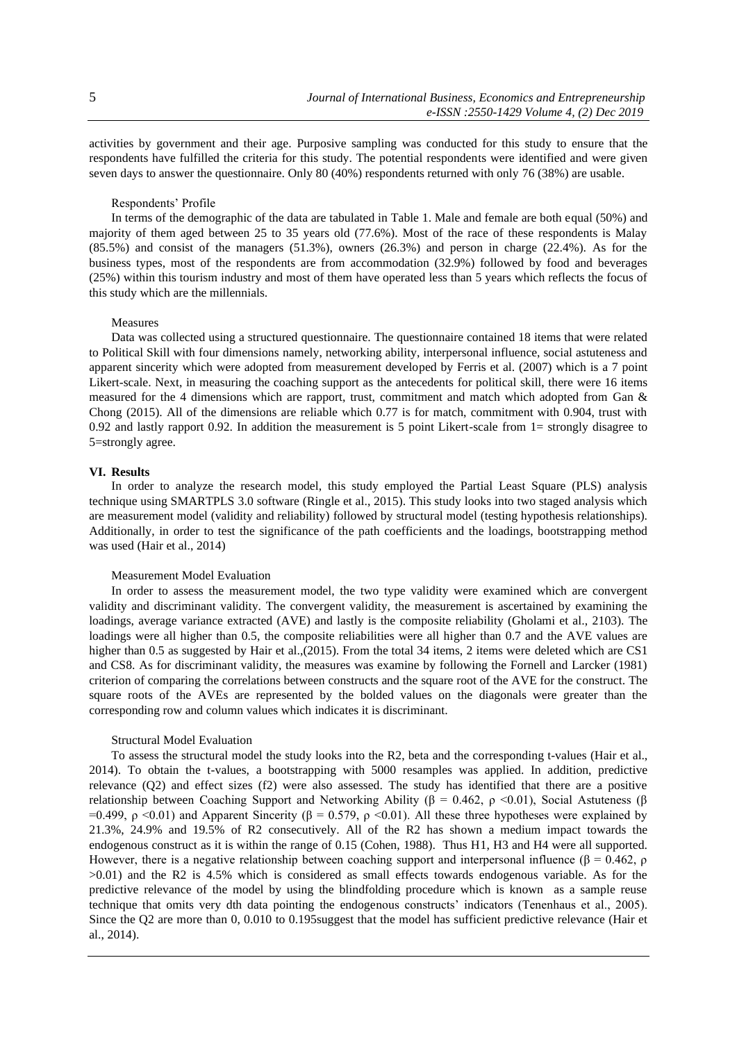activities by government and their age. Purposive sampling was conducted for this study to ensure that the respondents have fulfilled the criteria for this study. The potential respondents were identified and were given seven days to answer the questionnaire. Only 80 (40%) respondents returned with only 76 (38%) are usable.

### Respondents' Profile

In terms of the demographic of the data are tabulated in Table 1. Male and female are both equal (50%) and majority of them aged between 25 to 35 years old (77.6%). Most of the race of these respondents is Malay (85.5%) and consist of the managers (51.3%), owners (26.3%) and person in charge (22.4%). As for the business types, most of the respondents are from accommodation (32.9%) followed by food and beverages (25%) within this tourism industry and most of them have operated less than 5 years which reflects the focus of this study which are the millennials.

### Measures

Data was collected using a structured questionnaire. The questionnaire contained 18 items that were related to Political Skill with four dimensions namely, networking ability, interpersonal influence, social astuteness and apparent sincerity which were adopted from measurement developed by Ferris et al. (2007) which is a 7 point Likert-scale. Next, in measuring the coaching support as the antecedents for political skill, there were 16 items measured for the 4 dimensions which are rapport, trust, commitment and match which adopted from Gan & Chong (2015). All of the dimensions are reliable which 0.77 is for match, commitment with 0.904, trust with 0.92 and lastly rapport 0.92. In addition the measurement is 5 point Likert-scale from 1= strongly disagree to 5=strongly agree.

## VI. Results

In order to analyze the research model, this study employed the Partial Least Square (PLS) analysis technique using SMARTPLS 3.0 software (Ringle et al., 2015). This study looks into two staged analysis which are measurement model (validity and reliability) followed by structural model (testing hypothesis relationships). Additionally, in order to test the significance of the path coefficients and the loadings, bootstrapping method was used (Hair et al., 2014)

### Measurement Model Evaluation

In order to assess the measurement model, the two type validity were examined which are convergent validity and discriminant validity. The convergent validity, the measurement is ascertained by examining the loadings, average variance extracted (AVE) and lastly is the composite reliability (Gholami et al., 2103). The loadings were all higher than 0.5, the composite reliabilities were all higher than 0.7 and the AVE values are higher than 0.5 as suggested by Hair et al.,(2015). From the total 34 items, 2 items were deleted which are CS1 and CS8. As for discriminant validity, the measures was examine by following the Fornell and Larcker (1981) criterion of comparing the correlations between constructs and the square root of the AVE for the construct. The square roots of the AVEs are represented by the bolded values on the diagonals were greater than the corresponding row and column values which indicates it is discriminant.

### Structural Model Evaluation

To assess the structural model the study looks into the R2, beta and the corresponding t-values (Hair et al., 2014). To obtain the t-values, a bootstrapping with 5000 resamples was applied. In addition, predictive relevance (Q2) and effect sizes (f2) were also assessed. The study has identified that there are a positive relationship between Coaching Support and Networking Ability ($\beta = 0.462$, $\rho < 0.01$), Social Astuteness ($\beta = 0.499$, $\rho < 0.01$) and Apparent Sincerity ($\beta = 0.579$, $\rho < 0.01$). All these three hypotheses were explained by 21.3%, 24.9% and 19.5% of R2 consecutively. All of the R2 has shown a medium impact towards the endogenous construct as it is within the range of 0.15 (Cohen, 1988). Thus H1, H3 and H4 were all supported. However, there is a negative relationship between coaching support and interpersonal influence ($\beta = 0.462$, $\rho > 0.01$) and the R2 is 4.5% which is considered as small effects towards endogenous variable. As for the predictive relevance of the model by using the blindfolding procedure which is known as a sample reuse technique that omits very dth data pointing the endogenous constructs' indicators (Tenenhaus et al., 2005). Since the Q2 are more than 0, 0.010 to 0.195suggest that the model has sufficient predictive relevance (Hair et al., 2014).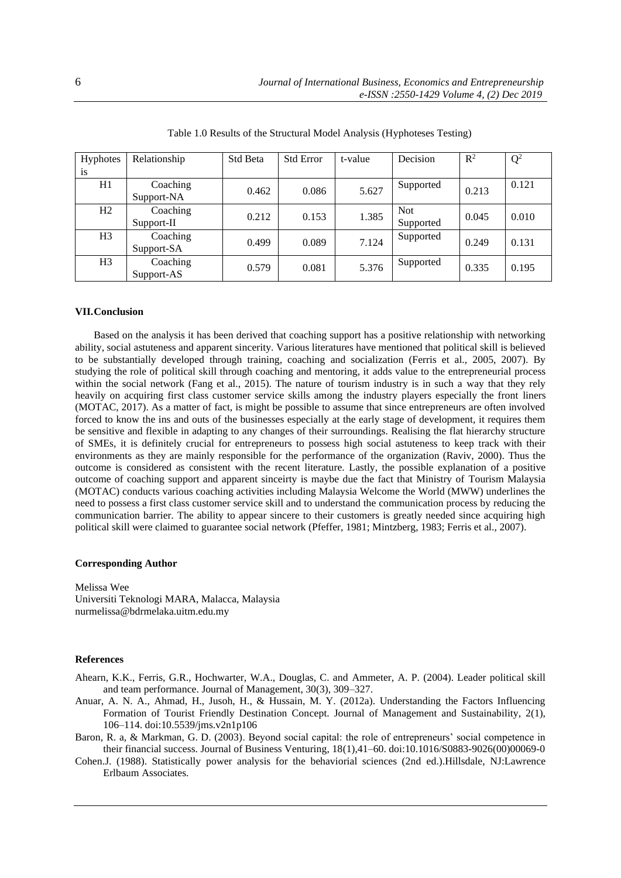Table 1.0 Results of the Structural Model Analysis (Hyphoteses Testing)

| Hyphotesis | Relationship | Std Beta | Std Error | t-value | Decision | $R^2$ | $Q^2$ |
|---|---|---|---|---|---|---|---|
| H1 | Coaching Support-NA | 0.462 | 0.086 | 5.627 | Supported | 0.213 | 0.121 |
| H2 | Coaching Support-II | 0.212 | 0.153 | 1.385 | Not Supported | 0.045 | 0.010 |
| H3 | Coaching Support-SA | 0.499 | 0.089 | 7.124 | Supported | 0.249 | 0.131 |
| H3 | Coaching Support-AS | 0.579 | 0.081 | 5.376 | Supported | 0.335 | 0.195 |

### VII. Conclusion

Based on the analysis it has been derived that coaching support has a positive relationship with networking ability, social astuteness and apparent sincerity. Various literatures have mentioned that political skill is believed to be substantially developed through training, coaching and socialization (Ferris et al., 2005, 2007). By studying the role of political skill through coaching and mentoring, it adds value to the entrepreneurial process within the social network (Fang et al., 2015). The nature of tourism industry is in such a way that they rely heavily on acquiring first class customer service skills among the industry players especially the front liners (MOTAC, 2017). As a matter of fact, is might be possible to assume that since entrepreneurs are often involved forced to know the ins and outs of the businesses especially at the early stage of development, it requires them be sensitive and flexible in adapting to any changes of their surroundings. Realising the flat hierarchy structure of SMEs, it is definitely crucial for entrepreneurs to possess high social astuteness to keep track with their environments as they are mainly responsible for the performance of the organization (Raviv, 2000). Thus the outcome is considered as consistent with the recent literature. Lastly, the possible explanation of a positive outcome of coaching support and apparent sinceirty is maybe due the fact that Ministry of Tourism Malaysia (MOTAC) conducts various coaching activities including Malaysia Welcome the World (MWW) underlines the need to possess a first class customer service skill and to understand the communication process by reducing the communication barrier. The ability to appear sincere to their customers is greatly needed since acquiring high political skill were claimed to guarantee social network (Pfeffer, 1981; Mintzberg, 1983; Ferris et al., 2007).

**Corresponding Author**

Melissa Wee
Universiti Teknologi MARA, Malacca, Malaysia
nurmelissa@bdrmelaka.uitm.edu.my

**References**

Ahearn, K.K., Ferris, G.R., Hochwarter, W.A., Douglas, C. and Ammeter, A. P. (2004). Leader political skill and team performance. Journal of Management, 30(3), 309–327.

Anuar, A. N. A., Ahmad, H., Jusoh, H., & Hussain, M. Y. (2012a). Understanding the Factors Influencing Formation of Tourist Friendly Destination Concept. Journal of Management and Sustainability, 2(1), 106–114. doi:10.5539/jms.v2n1p106

Baron, R. a, & Markman, G. D. (2003). Beyond social capital: the role of entrepreneurs' social competence in their financial success. Journal of Business Venturing, 18(1),41–60. doi:10.1016/S0883-9026(00)00069-0

Cohen.J. (1988). Statistically power analysis for the behaviorial sciences (2nd ed.).Hillsdale, NJ:Lawrence Erlbaum Associates.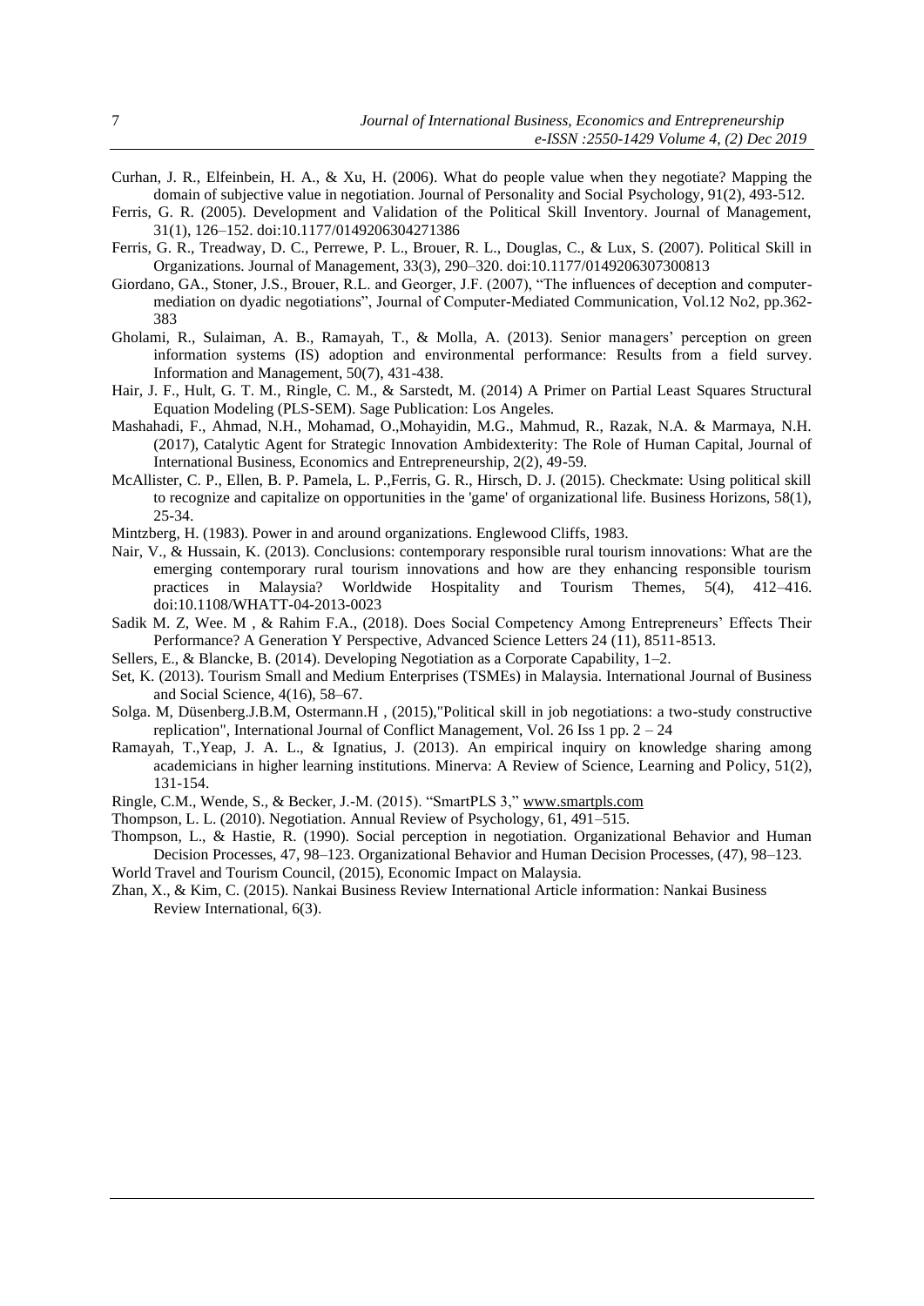Curhan, J. R., Elfeinbein, H. A., & Xu, H. (2006). What do people value when they negotiate? Mapping the domain of subjective value in negotiation. Journal of Personality and Social Psychology, 91(2), 493-512.

Ferris, G. R. (2005). Development and Validation of the Political Skill Inventory. Journal of Management, 31(1), 126–152. doi:10.1177/0149206304271386

Ferris, G. R., Treadway, D. C., Perrewe, P. L., Brouer, R. L., Douglas, C., & Lux, S. (2007). Political Skill in Organizations. Journal of Management, 33(3), 290–320. doi:10.1177/0149206307300813

Giordano, GA., Stoner, J.S., Brouer, R.L. and Georger, J.F. (2007), "The influences of deception and computer-mediation on dyadic negotiations", Journal of Computer-Mediated Communication, Vol.12 No2, pp.362-383

Gholami, R., Sulaiman, A. B., Ramayah, T., & Molla, A. (2013). Senior managers' perception on green information systems (IS) adoption and environmental performance: Results from a field survey. Information and Management, 50(7), 431-438.

Hair, J. F., Hult, G. T. M., Ringle, C. M., & Sarstedt, M. (2014) A Primer on Partial Least Squares Structural Equation Modeling (PLS-SEM). Sage Publication: Los Angeles.

Mashahadi, F., Ahmad, N.H., Mohamad, O.,Mohayidin, M.G., Mahmud, R., Razak, N.A. & Marmaya, N.H. (2017), Catalytic Agent for Strategic Innovation Ambidexterity: The Role of Human Capital, Journal of International Business, Economics and Entrepreneurship, 2(2), 49-59.

McAllister, C. P., Ellen, B. P. Pamela, L. P.,Ferris, G. R., Hirsch, D. J. (2015). Checkmate: Using political skill to recognize and capitalize on opportunities in the 'game' of organizational life. Business Horizons, 58(1), 25-34.

Mintzberg, H. (1983). Power in and around organizations. Englewood Cliffs, 1983.

Nair, V., & Hussain, K. (2013). Conclusions: contemporary responsible rural tourism innovations: What are the emerging contemporary rural tourism innovations and how are they enhancing responsible tourism practices in Malaysia? Worldwide Hospitality and Tourism Themes, 5(4), 412–416. doi:10.1108/WHATT-04-2013-0023

Sadik M. Z, Wee. M , & Rahim F.A., (2018). Does Social Competency Among Entrepreneurs' Effects Their Performance? A Generation Y Perspective, Advanced Science Letters 24 (11), 8511-8513.

Sellers, E., & Blancke, B. (2014). Developing Negotiation as a Corporate Capability, 1–2.

Set, K. (2013). Tourism Small and Medium Enterprises (TSMEs) in Malaysia. International Journal of Business and Social Science, 4(16), 58–67.

Solga. M, Düsenberg.J.B.M, Ostermann.H , (2015),"Political skill in job negotiations: a two-study constructive replication", International Journal of Conflict Management, Vol. 26 Iss 1 pp. 2 – 24

Ramayah, T.,Yeap, J. A. L., & Ignatius, J. (2013). An empirical inquiry on knowledge sharing among academicians in higher learning institutions. Minerva: A Review of Science, Learning and Policy, 51(2), 131-154.

Ringle, C.M., Wende, S., & Becker, J.-M. (2015). "SmartPLS 3," www.smartpls.com

Thompson, L. L. (2010). Negotiation. Annual Review of Psychology, 61, 491–515.

Thompson, L., & Hastie, R. (1990). Social perception in negotiation. Organizational Behavior and Human Decision Processes, 47, 98–123. Organizational Behavior and Human Decision Processes, (47), 98–123.

World Travel and Tourism Council, (2015), Economic Impact on Malaysia.

Zhan, X., & Kim, C. (2015). Nankai Business Review International Article information: Nankai Business Review International, 6(3).